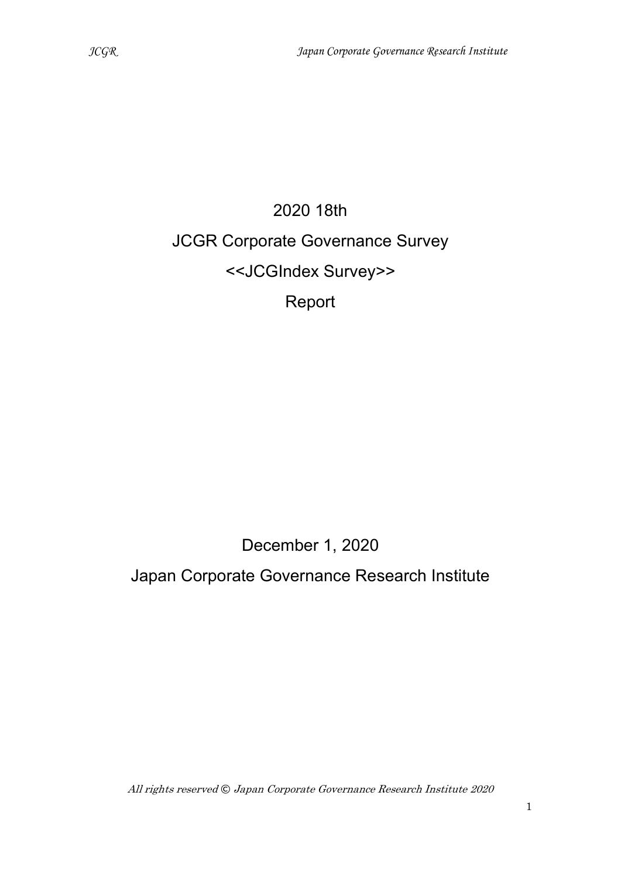# 2020 18th

# JCGR Corporate Governance Survey

# <<JCGIndex Survey>>

# Report

December 1, 2020

Japan Corporate Governance Research Institute

*All rights reserved © Japan Corporate Governance Research Institute 2020*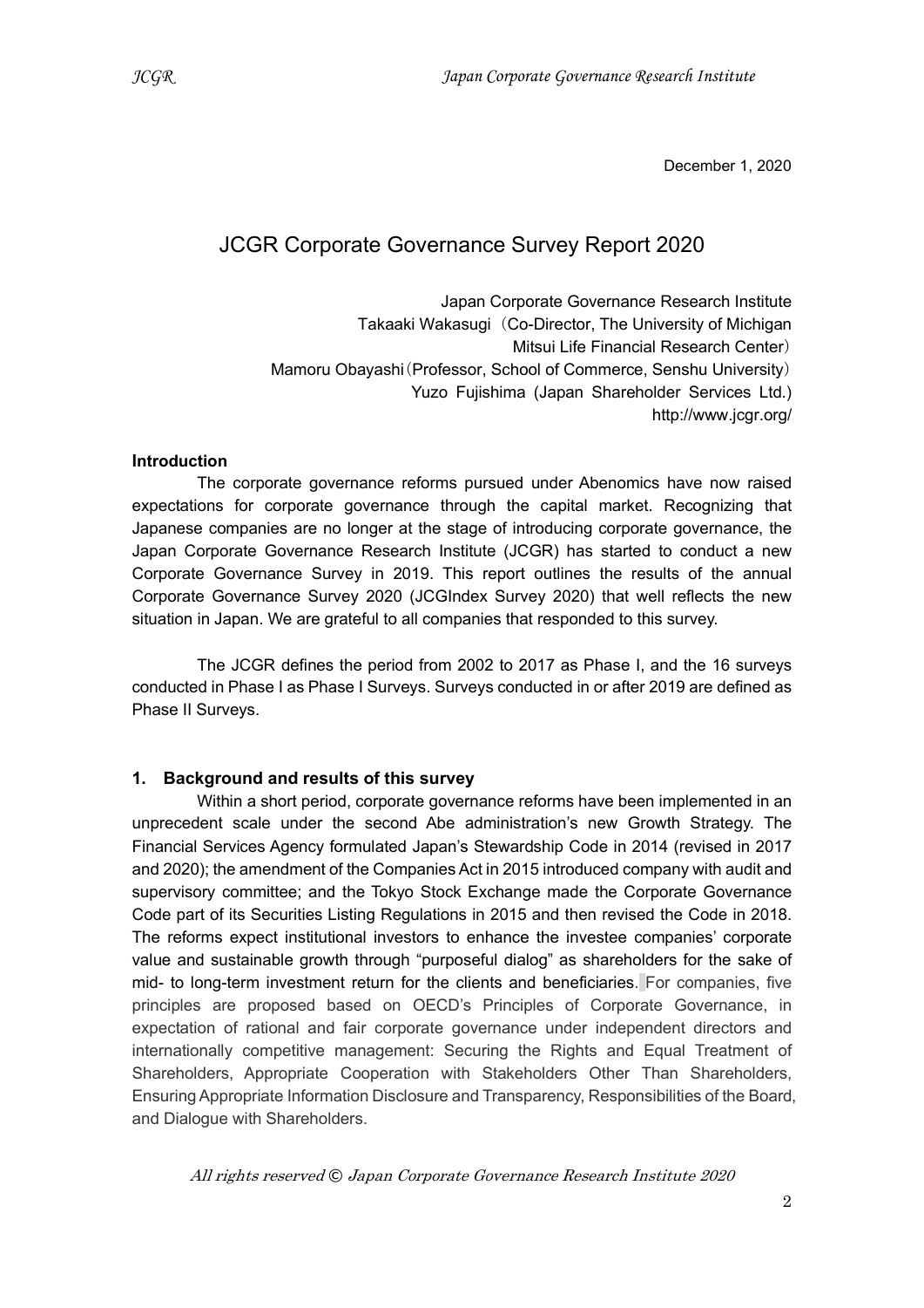December 1, 2020

# JCGR Corporate Governance Survey Report 2020

Japan Corporate Governance Research Institute
Takaaki Wakasugi（Co-Director, The University of Michigan Mitsui Life Financial Research Center）
Mamoru Obayashi（Professor, School of Commerce, Senshu University）
Yuzo Fujishima (Japan Shareholder Services Ltd.)
http://www.jcgr.org/

**Introduction**

The corporate governance reforms pursued under Abenomics have now raised expectations for corporate governance through the capital market. Recognizing that Japanese companies are no longer at the stage of introducing corporate governance, the Japan Corporate Governance Research Institute (JCGR) has started to conduct a new Corporate Governance Survey in 2019. This report outlines the results of the annual Corporate Governance Survey 2020 (JCGIndex Survey 2020) that well reflects the new situation in Japan. We are grateful to all companies that responded to this survey.

The JCGR defines the period from 2002 to 2017 as Phase I, and the 16 surveys conducted in Phase I as Phase I Surveys. Surveys conducted in or after 2019 are defined as Phase II Surveys.

## 1. Background and results of this survey

Within a short period, corporate governance reforms have been implemented in an unprecedent scale under the second Abe administration's new Growth Strategy. The Financial Services Agency formulated Japan's Stewardship Code in 2014 (revised in 2017 and 2020); the amendment of the Companies Act in 2015 introduced company with audit and supervisory committee; and the Tokyo Stock Exchange made the Corporate Governance Code part of its Securities Listing Regulations in 2015 and then revised the Code in 2018. The reforms expect institutional investors to enhance the investee companies' corporate value and sustainable growth through "purposeful dialog" as shareholders for the sake of mid- to long-term investment return for the clients and beneficiaries. For companies, five principles are proposed based on OECD's Principles of Corporate Governance, in expectation of rational and fair corporate governance under independent directors and internationally competitive management: Securing the Rights and Equal Treatment of Shareholders, Appropriate Cooperation with Stakeholders Other Than Shareholders, Ensuring Appropriate Information Disclosure and Transparency, Responsibilities of the Board, and Dialogue with Shareholders.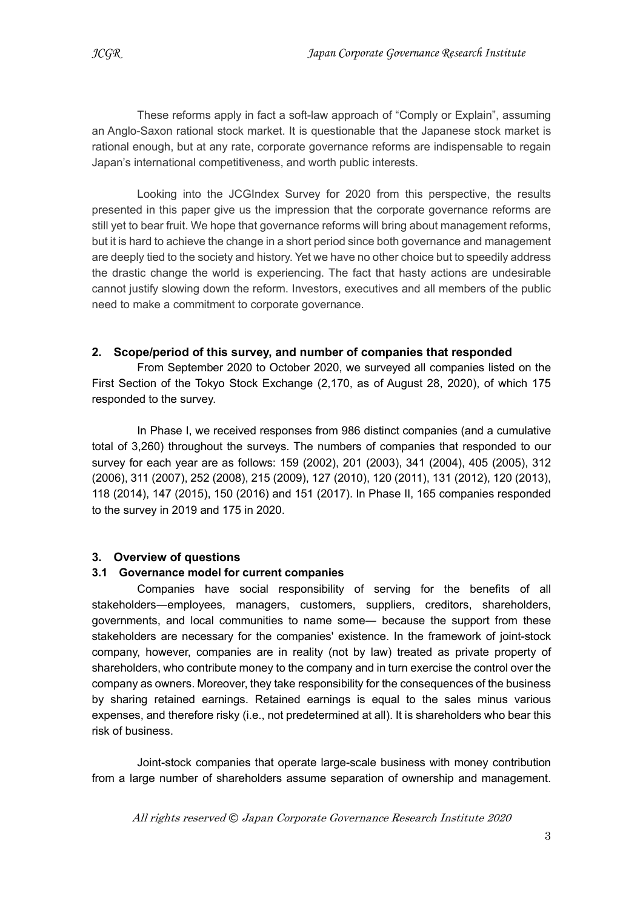These reforms apply in fact a soft-law approach of "Comply or Explain", assuming an Anglo-Saxon rational stock market. It is questionable that the Japanese stock market is rational enough, but at any rate, corporate governance reforms are indispensable to regain Japan's international competitiveness, and worth public interests.

Looking into the JCGIndex Survey for 2020 from this perspective, the results presented in this paper give us the impression that the corporate governance reforms are still yet to bear fruit. We hope that governance reforms will bring about management reforms, but it is hard to achieve the change in a short period since both governance and management are deeply tied to the society and history. Yet we have no other choice but to speedily address the drastic change the world is experiencing. The fact that hasty actions are undesirable cannot justify slowing down the reform. Investors, executives and all members of the public need to make a commitment to corporate governance.

## 2. Scope/period of this survey, and number of companies that responded

From September 2020 to October 2020, we surveyed all companies listed on the First Section of the Tokyo Stock Exchange (2,170, as of August 28, 2020), of which 175 responded to the survey.

In Phase I, we received responses from 986 distinct companies (and a cumulative total of 3,260) throughout the surveys. The numbers of companies that responded to our survey for each year are as follows: 159 (2002), 201 (2003), 341 (2004), 405 (2005), 312 (2006), 311 (2007), 252 (2008), 215 (2009), 127 (2010), 120 (2011), 131 (2012), 120 (2013), 118 (2014), 147 (2015), 150 (2016) and 151 (2017). In Phase II, 165 companies responded to the survey in 2019 and 175 in 2020.

## 3. Overview of questions

### 3.1 Governance model for current companies

Companies have social responsibility of serving for the benefits of all stakeholders—employees, managers, customers, suppliers, creditors, shareholders, governments, and local communities to name some— because the support from these stakeholders are necessary for the companies' existence. In the framework of joint-stock company, however, companies are in reality (not by law) treated as private property of shareholders, who contribute money to the company and in turn exercise the control over the company as owners. Moreover, they take responsibility for the consequences of the business by sharing retained earnings. Retained earnings is equal to the sales minus various expenses, and therefore risky (i.e., not predetermined at all). It is shareholders who bear this risk of business.

Joint-stock companies that operate large-scale business with money contribution from a large number of shareholders assume separation of ownership and management.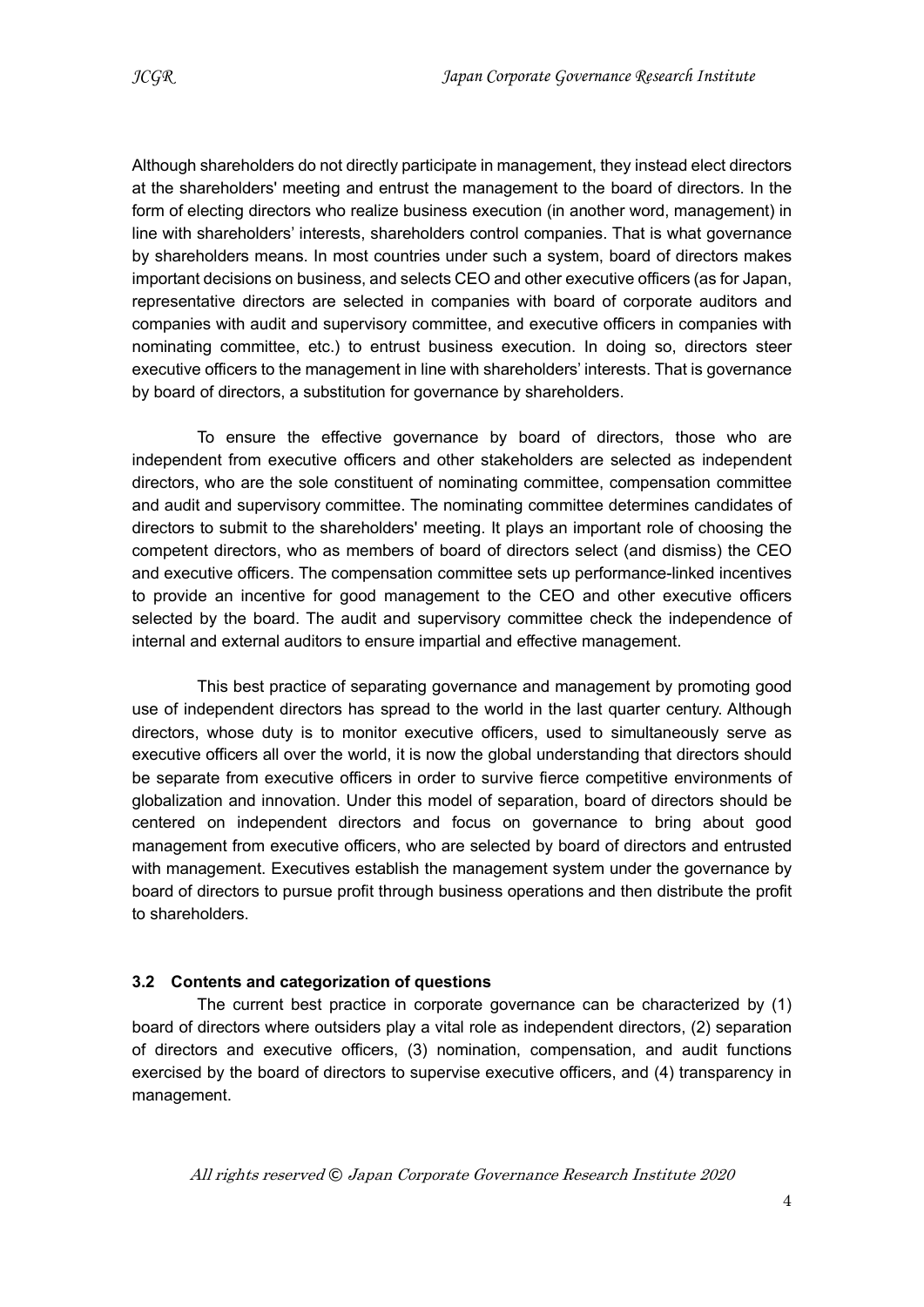Although shareholders do not directly participate in management, they instead elect directors at the shareholders' meeting and entrust the management to the board of directors. In the form of electing directors who realize business execution (in another word, management) in line with shareholders' interests, shareholders control companies. That is what governance by shareholders means. In most countries under such a system, board of directors makes important decisions on business, and selects CEO and other executive officers (as for Japan, representative directors are selected in companies with board of corporate auditors and companies with audit and supervisory committee, and executive officers in companies with nominating committee, etc.) to entrust business execution. In doing so, directors steer executive officers to the management in line with shareholders' interests. That is governance by board of directors, a substitution for governance by shareholders.

To ensure the effective governance by board of directors, those who are independent from executive officers and other stakeholders are selected as independent directors, who are the sole constituent of nominating committee, compensation committee and audit and supervisory committee. The nominating committee determines candidates of directors to submit to the shareholders' meeting. It plays an important role of choosing the competent directors, who as members of board of directors select (and dismiss) the CEO and executive officers. The compensation committee sets up performance-linked incentives to provide an incentive for good management to the CEO and other executive officers selected by the board. The audit and supervisory committee check the independence of internal and external auditors to ensure impartial and effective management.

This best practice of separating governance and management by promoting good use of independent directors has spread to the world in the last quarter century. Although directors, whose duty is to monitor executive officers, used to simultaneously serve as executive officers all over the world, it is now the global understanding that directors should be separate from executive officers in order to survive fierce competitive environments of globalization and innovation. Under this model of separation, board of directors should be centered on independent directors and focus on governance to bring about good management from executive officers, who are selected by board of directors and entrusted with management. Executives establish the management system under the governance by board of directors to pursue profit through business operations and then distribute the profit to shareholders.

### 3.2 Contents and categorization of questions

The current best practice in corporate governance can be characterized by (1) board of directors where outsiders play a vital role as independent directors, (2) separation of directors and executive officers, (3) nomination, compensation, and audit functions exercised by the board of directors to supervise executive officers, and (4) transparency in management.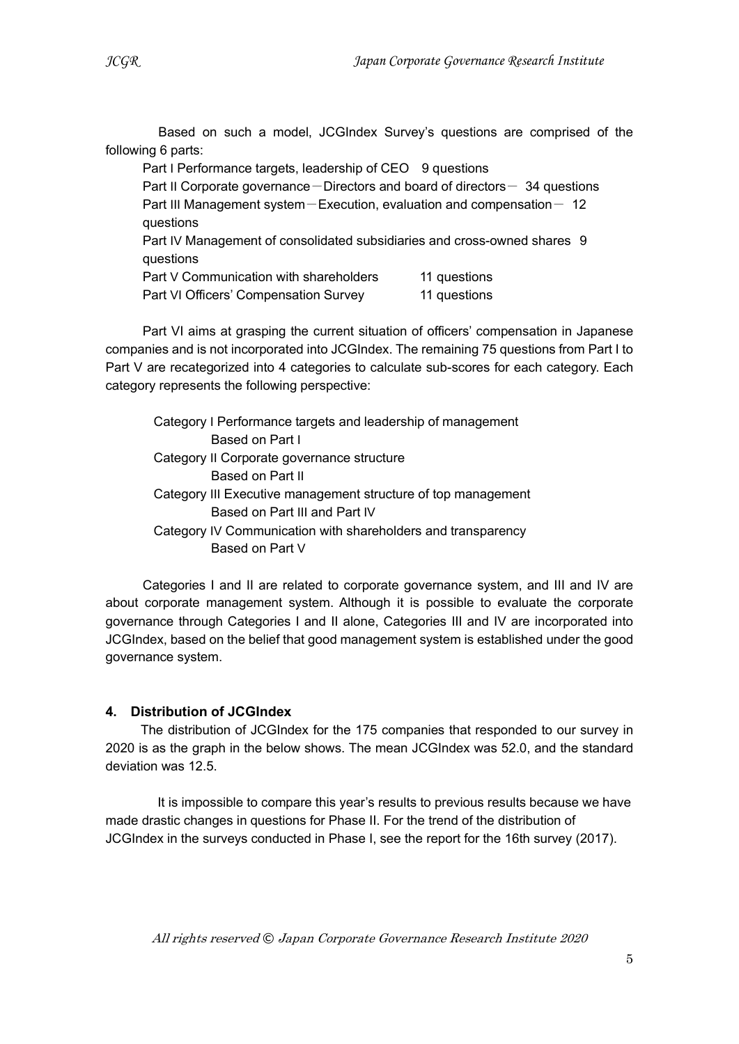Based on such a model, JCGIndex Survey's questions are comprised of the following 6 parts:

Part I Performance targets, leadership of CEO　9 questions
Part II Corporate governance－Directors and board of directors－ 34 questions
Part III Management system－Execution, evaluation and compensation－ 12 questions
Part IV Management of consolidated subsidiaries and cross-owned shares 9 questions
Part V Communication with shareholders　　11 questions
Part VI Officers' Compensation Survey　　11 questions

Part VI aims at grasping the current situation of officers' compensation in Japanese companies and is not incorporated into JCGIndex. The remaining 75 questions from Part I to Part V are recategorized into 4 categories to calculate sub-scores for each category. Each category represents the following perspective:

Category I Performance targets and leadership of management
　　Based on Part I
Category II Corporate governance structure
　　Based on Part II
Category III Executive management structure of top management
　　Based on Part III and Part IV
Category IV Communication with shareholders and transparency
　　Based on Part V

Categories I and II are related to corporate governance system, and III and IV are about corporate management system. Although it is possible to evaluate the corporate governance through Categories I and II alone, Categories III and IV are incorporated into JCGIndex, based on the belief that good management system is established under the good governance system.

### 4. Distribution of JCGIndex

The distribution of JCGIndex for the 175 companies that responded to our survey in 2020 is as the graph in the below shows. The mean JCGIndex was 52.0, and the standard deviation was 12.5.

It is impossible to compare this year's results to previous results because we have made drastic changes in questions for Phase II. For the trend of the distribution of JCGIndex in the surveys conducted in Phase I, see the report for the 16th survey (2017).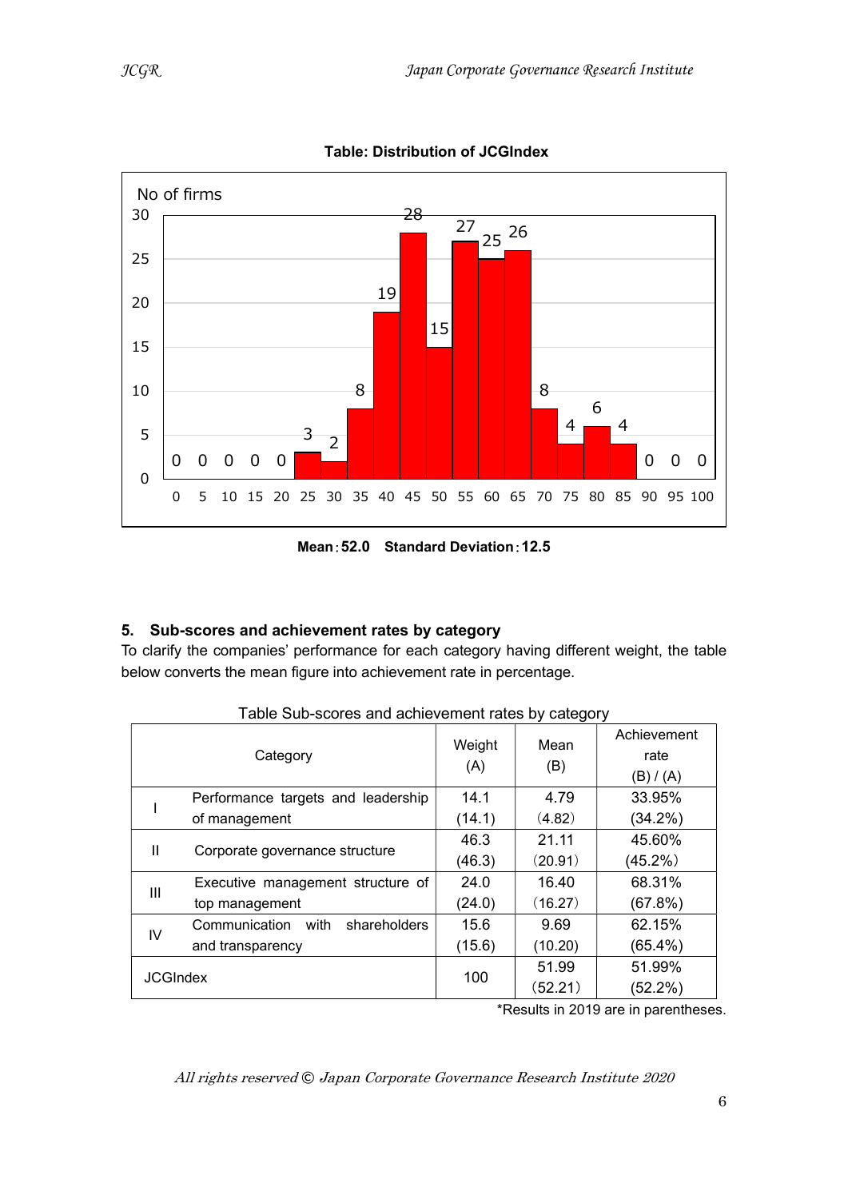**Table: Distribution of JCGIndex**

| Score | 0 | 5 | 10 | 15 | 20 | 25 | 30 | 35 | 40 | 45 | 50 | 55 | 60 | 65 | 70 | 75 | 80 | 85 | 90 | 95 |
|---|---|---|---|---|---|---|---|---|---|---|---|---|---|---|---|---|---|---|---|---|
| No of firms | 0 | 0 | 0 | 0 | 0 | 3 | 2 | 8 | 19 | 28 | 15 | 27 | 25 | 26 | 8 | 4 | 6 | 4 | 0 | 0 |

**Mean：52.0　Standard Deviation：12.5**

### 5. Sub-scores and achievement rates by category

To clarify the companies' performance for each category having different weight, the table below converts the mean figure into achievement rate in percentage.

Table Sub-scores and achievement rates by category

| | Category | Weight (A) | Mean (B) | Achievement rate (B) / (A) |
|---|---|---|---|---|
| I | Performance targets and leadership of management | 14.1 (14.1) | 4.79 (4.82) | 33.95% (34.2%) |
| II | Corporate governance structure | 46.3 (46.3) | 21.11 (20.91) | 45.60% (45.2%) |
| III | Executive management structure of top management | 24.0 (24.0) | 16.40 (16.27) | 68.31% (67.8%) |
| IV | Communication with shareholders and transparency | 15.6 (15.6) | 9.69 (10.20) | 62.15% (65.4%) |
| JCGIndex | | 100 | 51.99 (52.21) | 51.99% (52.2%) |

*Results in 2019 are in parentheses.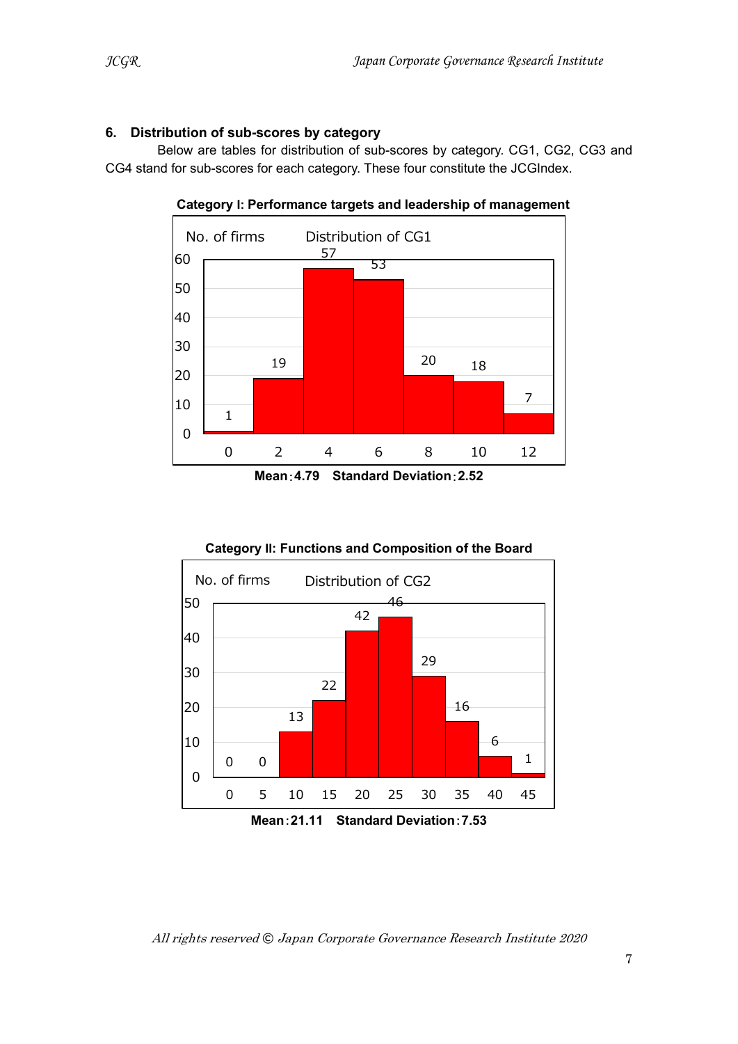## 6. Distribution of sub-scores by category

Below are tables for distribution of sub-scores by category. CG1, CG2, CG3 and CG4 stand for sub-scores for each category. These four constitute the JCGIndex.

**Category I: Performance targets and leadership of management**

Distribution of CG1

| Score | 0 | 2 | 4 | 6 | 8 | 10 | 12 |
|---|---|---|---|---|---|---|---|
| No. of firms | 1 | 19 | 57 | 53 | 20 | 18 | 7 |

**Mean：4.79　Standard Deviation：2.52**

**Category II: Functions and Composition of the Board**

Distribution of CG2

| Score | 0 | 5 | 10 | 15 | 20 | 25 | 30 | 35 | 40 | 45 |
|---|---|---|---|---|---|---|---|---|---|---|
| No. of firms | 0 | 0 | 13 | 22 | 42 | 46 | 29 | 16 | 6 | 1 |

**Mean：21.11　Standard Deviation：7.53**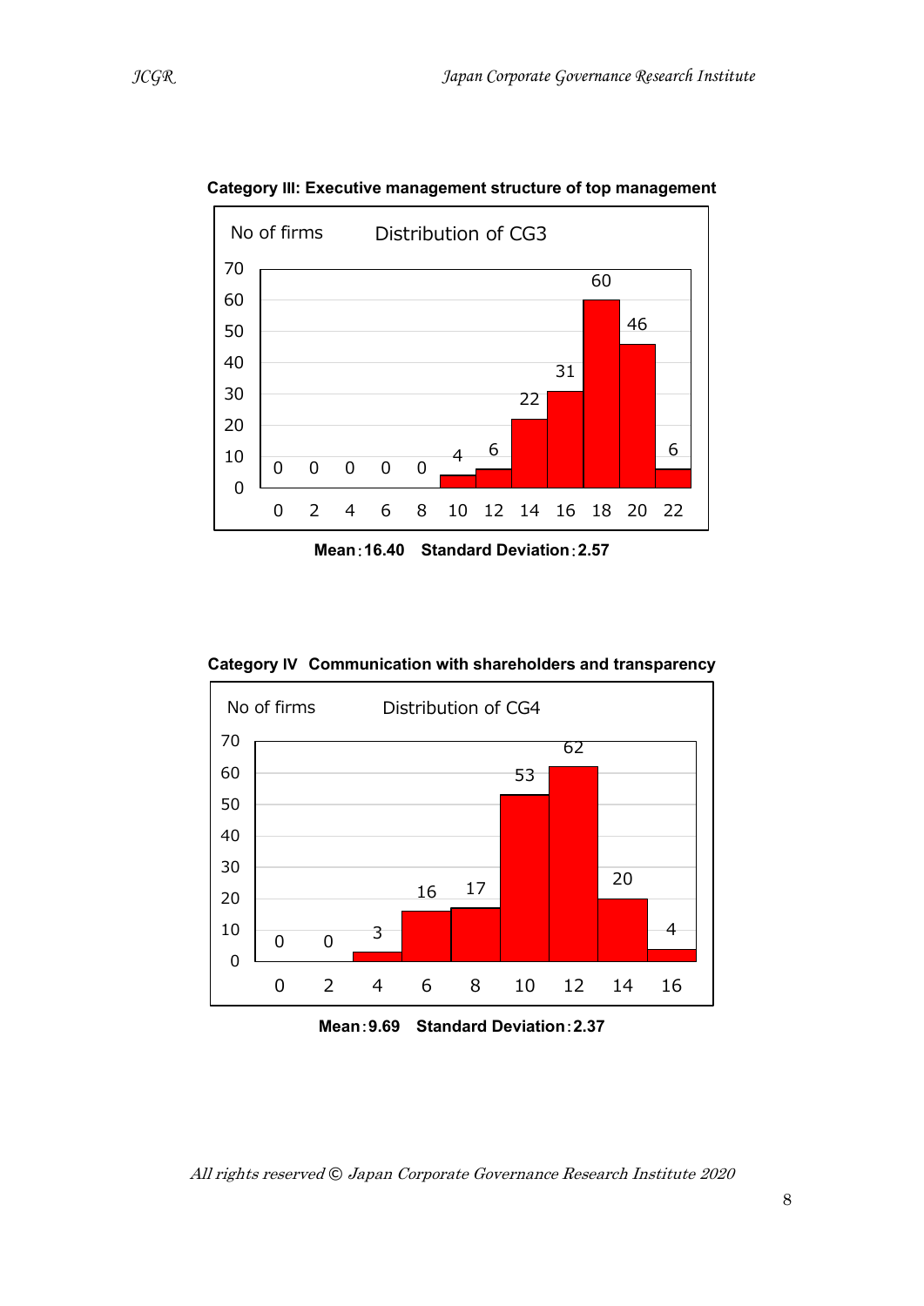**Category III: Executive management structure of top management**

Distribution of CG3

| Score | 0 | 2 | 4 | 6 | 8 | 10 | 12 | 14 | 16 | 18 | 20 | 22 |
|---|---|---|---|---|---|---|---|---|---|---|---|---|
| No of firms | 0 | 0 | 0 | 0 | 0 | 4 | 6 | 22 | 31 | 60 | 46 | 6 |

**Mean：16.40　Standard Deviation：2.57**

**Category IV　Communication with shareholders and transparency**

Distribution of CG4

| Score | 0 | 2 | 4 | 6 | 8 | 10 | 12 | 14 | 16 |
|---|---|---|---|---|---|---|---|---|---|
| No of firms | 0 | 0 | 3 | 16 | 17 | 53 | 62 | 20 | 4 |

**Mean：9.69　Standard Deviation：2.37**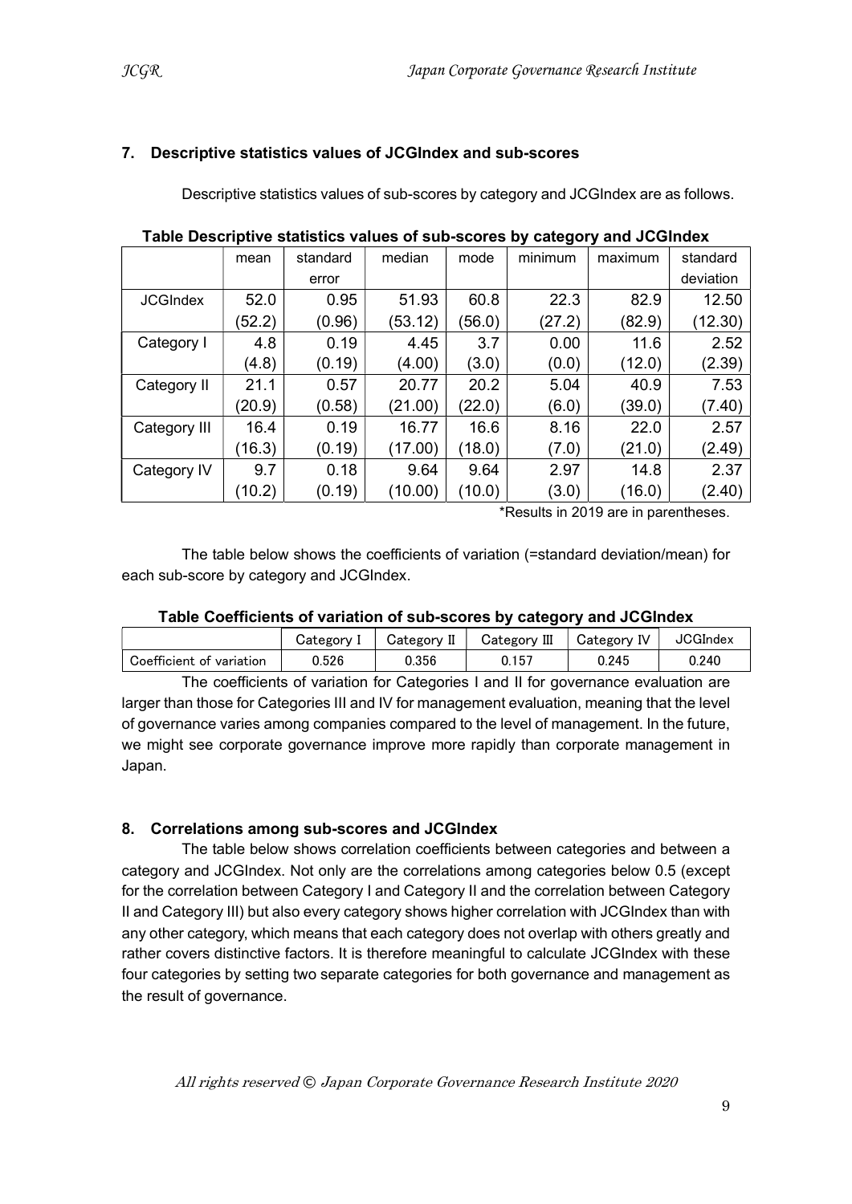## 7. Descriptive statistics values of JCGIndex and sub-scores

Descriptive statistics values of sub-scores by category and JCGIndex are as follows.

**Table Descriptive statistics values of sub-scores by category and JCGIndex**

| | mean | standard error | median | mode | minimum | maximum | standard deviation |
|---|---|---|---|---|---|---|---|
| JCGIndex | 52.0 | 0.95 | 51.93 | 60.8 | 22.3 | 82.9 | 12.50 |
| | (52.2) | (0.96) | (53.12) | (56.0) | (27.2) | (82.9) | (12.30) |
| Category I | 4.8 | 0.19 | 4.45 | 3.7 | 0.00 | 11.6 | 2.52 |
| | (4.8) | (0.19) | (4.00) | (3.0) | (0.0) | (12.0) | (2.39) |
| Category II | 21.1 | 0.57 | 20.77 | 20.2 | 5.04 | 40.9 | 7.53 |
| | (20.9) | (0.58) | (21.00) | (22.0) | (6.0) | (39.0) | (7.40) |
| Category III | 16.4 | 0.19 | 16.77 | 16.6 | 8.16 | 22.0 | 2.57 |
| | (16.3) | (0.19) | (17.00) | (18.0) | (7.0) | (21.0) | (2.49) |
| Category IV | 9.7 | 0.18 | 9.64 | 9.64 | 2.97 | 14.8 | 2.37 |
| | (10.2) | (0.19) | (10.00) | (10.0) | (3.0) | (16.0) | (2.40) |

*Results in 2019 are in parentheses.

The table below shows the coefficients of variation (=standard deviation/mean) for each sub-score by category and JCGIndex.

**Table Coefficients of variation of sub-scores by category and JCGIndex**

| | Category I | Category II | Category III | Category IV | JCGIndex |
|---|---|---|---|---|---|
| Coefficient of variation | 0.526 | 0.356 | 0.157 | 0.245 | 0.240 |

The coefficients of variation for Categories I and II for governance evaluation are larger than those for Categories III and IV for management evaluation, meaning that the level of governance varies among companies compared to the level of management. In the future, we might see corporate governance improve more rapidly than corporate management in Japan.

## 8. Correlations among sub-scores and JCGIndex

The table below shows correlation coefficients between categories and between a category and JCGIndex. Not only are the correlations among categories below 0.5 (except for the correlation between Category I and Category II and the correlation between Category II and Category III) but also every category shows higher correlation with JCGIndex than with any other category, which means that each category does not overlap with others greatly and rather covers distinctive factors. It is therefore meaningful to calculate JCGIndex with these four categories by setting two separate categories for both governance and management as the result of governance.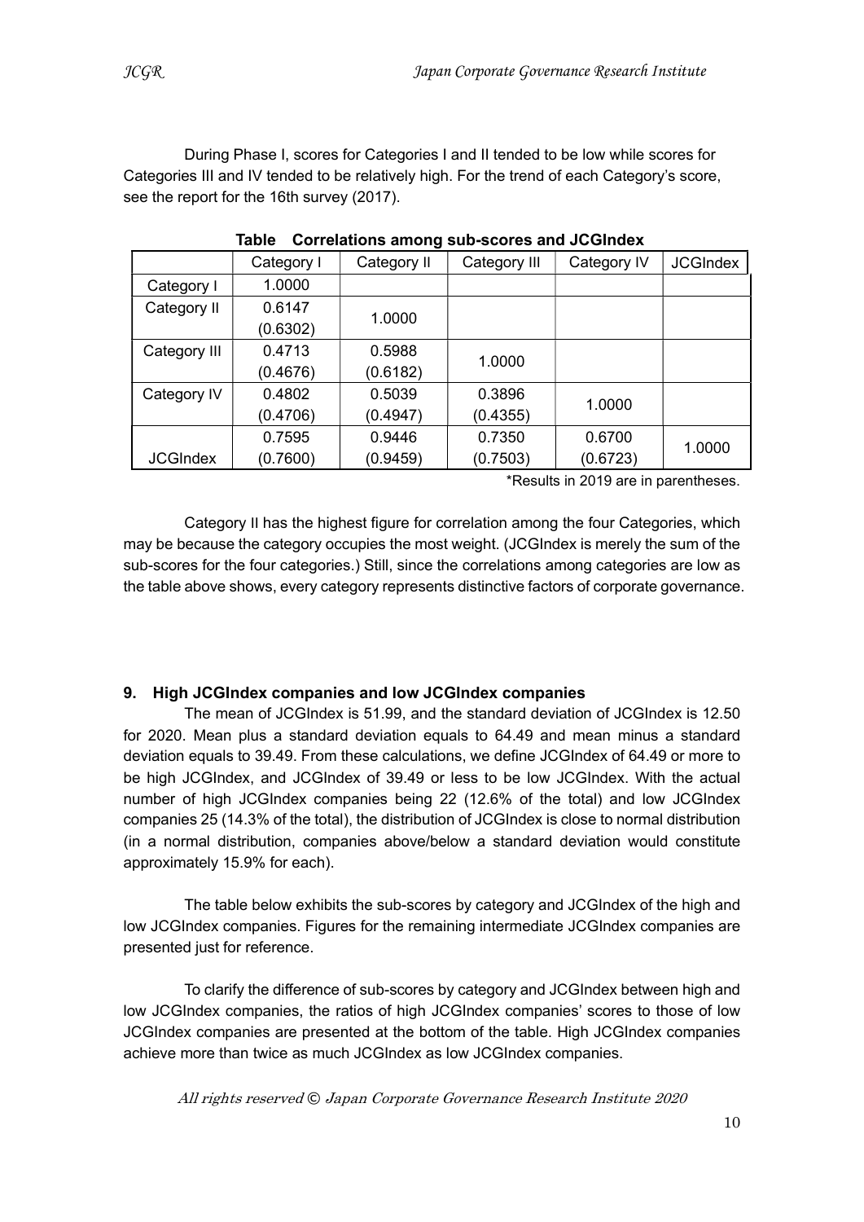During Phase I, scores for Categories I and II tended to be low while scores for Categories III and IV tended to be relatively high. For the trend of each Category's score, see the report for the 16th survey (2017).

**Table Correlations among sub-scores and JCGIndex**

| | Category I | Category II | Category III | Category IV | JCGIndex |
|---|---|---|---|---|---|
| Category I | 1.0000 | | | | |
| Category II | 0.6147 (0.6302) | 1.0000 | | | |
| Category III | 0.4713 (0.4676) | 0.5988 (0.6182) | 1.0000 | | |
| Category IV | 0.4802 (0.4706) | 0.5039 (0.4947) | 0.3896 (0.4355) | 1.0000 | |
| JCGIndex | 0.7595 (0.7600) | 0.9446 (0.9459) | 0.7350 (0.7503) | 0.6700 (0.6723) | 1.0000 |

*Results in 2019 are in parentheses.

Category II has the highest figure for correlation among the four Categories, which may be because the category occupies the most weight. (JCGIndex is merely the sum of the sub-scores for the four categories.) Still, since the correlations among categories are low as the table above shows, every category represents distinctive factors of corporate governance.

### 9. High JCGIndex companies and low JCGIndex companies

The mean of JCGIndex is 51.99, and the standard deviation of JCGIndex is 12.50 for 2020. Mean plus a standard deviation equals to 64.49 and mean minus a standard deviation equals to 39.49. From these calculations, we define JCGIndex of 64.49 or more to be high JCGIndex, and JCGIndex of 39.49 or less to be low JCGIndex. With the actual number of high JCGIndex companies being 22 (12.6% of the total) and low JCGIndex companies 25 (14.3% of the total), the distribution of JCGIndex is close to normal distribution (in a normal distribution, companies above/below a standard deviation would constitute approximately 15.9% for each).

The table below exhibits the sub-scores by category and JCGIndex of the high and low JCGIndex companies. Figures for the remaining intermediate JCGIndex companies are presented just for reference.

To clarify the difference of sub-scores by category and JCGIndex between high and low JCGIndex companies, the ratios of high JCGIndex companies' scores to those of low JCGIndex companies are presented at the bottom of the table. High JCGIndex companies achieve more than twice as much JCGIndex as low JCGIndex companies.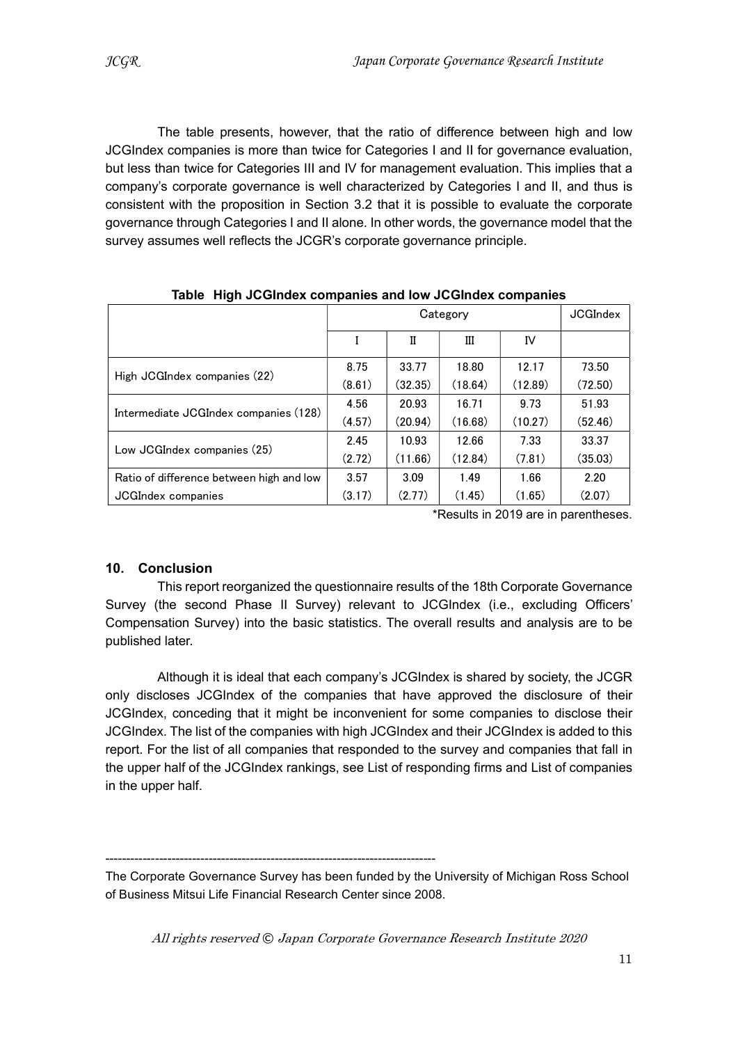The table presents, however, that the ratio of difference between high and low JCGIndex companies is more than twice for Categories I and II for governance evaluation, but less than twice for Categories III and IV for management evaluation. This implies that a company's corporate governance is well characterized by Categories I and II, and thus is consistent with the proposition in Section 3.2 that it is possible to evaluate the corporate governance through Categories I and II alone. In other words, the governance model that the survey assumes well reflects the JCGR's corporate governance principle.

**Table High JCGIndex companies and low JCGIndex companies**

| | Category | | | | JCGIndex |
|---|---|---|---|---|---|
| | I | II | III | IV | |
| High JCGIndex companies (22) | 8.75<br>(8.61) | 33.77<br>(32.35) | 18.80<br>(18.64) | 12.17<br>(12.89) | 73.50<br>(72.50) |
| Intermediate JCGIndex companies (128) | 4.56<br>(4.57) | 20.93<br>(20.94) | 16.71<br>(16.68) | 9.73<br>(10.27) | 51.93<br>(52.46) |
| Low JCGIndex companies (25) | 2.45<br>(2.72) | 10.93<br>(11.66) | 12.66<br>(12.84) | 7.33<br>(7.81) | 33.37<br>(35.03) |
| Ratio of difference between high and low JCGIndex companies | 3.57<br>(3.17) | 3.09<br>(2.77) | 1.49<br>(1.45) | 1.66<br>(1.65) | 2.20<br>(2.07) |

*Results in 2019 are in parentheses.

## 10. Conclusion

This report reorganized the questionnaire results of the 18th Corporate Governance Survey (the second Phase II Survey) relevant to JCGIndex (i.e., excluding Officers' Compensation Survey) into the basic statistics. The overall results and analysis are to be published later.

Although it is ideal that each company's JCGIndex is shared by society, the JCGR only discloses JCGIndex of the companies that have approved the disclosure of their JCGIndex, conceding that it might be inconvenient for some companies to disclose their JCGIndex. The list of the companies with high JCGIndex and their JCGIndex is added to this report. For the list of all companies that responded to the survey and companies that fall in the upper half of the JCGIndex rankings, see List of responding firms and List of companies in the upper half.

--------------------------------------------------------------------------------

The Corporate Governance Survey has been funded by the University of Michigan Ross School of Business Mitsui Life Financial Research Center since 2008.

*All rights reserved © Japan Corporate Governance Research Institute 2020*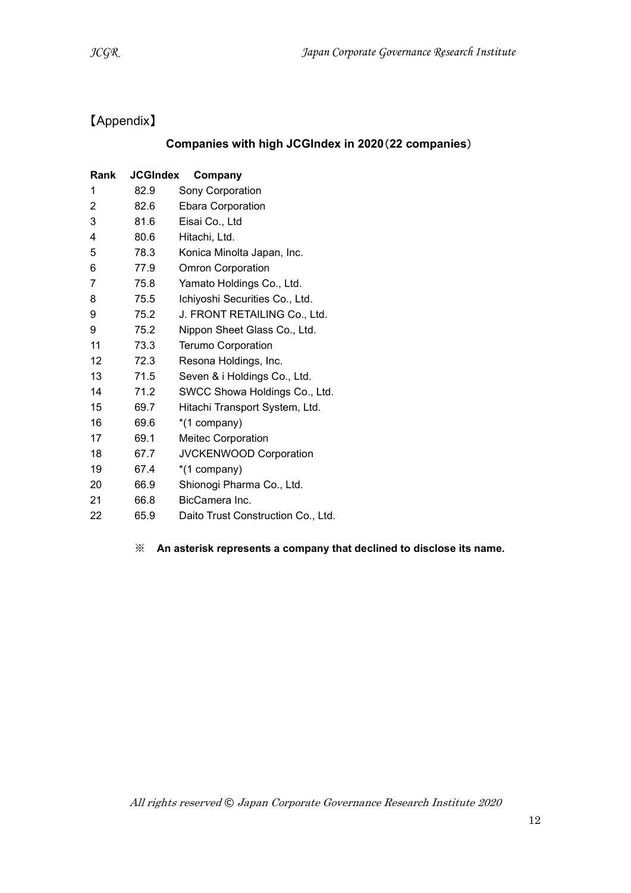【Appendix】

**Companies with high JCGIndex in 2020（22 companies）**

| Rank | JCGIndex | Company |
|---|---|---|
| 1 | 82.9 | Sony Corporation |
| 2 | 82.6 | Ebara Corporation |
| 3 | 81.6 | Eisai Co., Ltd |
| 4 | 80.6 | Hitachi, Ltd. |
| 5 | 78.3 | Konica Minolta Japan, Inc. |
| 6 | 77.9 | Omron Corporation |
| 7 | 75.8 | Yamato Holdings Co., Ltd. |
| 8 | 75.5 | Ichiyoshi Securities Co., Ltd. |
| 9 | 75.2 | J. FRONT RETAILING Co., Ltd. |
| 9 | 75.2 | Nippon Sheet Glass Co., Ltd. |
| 11 | 73.3 | Terumo Corporation |
| 12 | 72.3 | Resona Holdings, Inc. |
| 13 | 71.5 | Seven & i Holdings Co., Ltd. |
| 14 | 71.2 | SWCC Showa Holdings Co., Ltd. |
| 15 | 69.7 | Hitachi Transport System, Ltd. |
| 16 | 69.6 | *(1 company) |
| 17 | 69.1 | Meitec Corporation |
| 18 | 67.7 | JVCKENWOOD Corporation |
| 19 | 67.4 | *(1 company) |
| 20 | 66.9 | Shionogi Pharma Co., Ltd. |
| 21 | 66.8 | BicCamera Inc. |
| 22 | 65.9 | Daito Trust Construction Co., Ltd. |

※ **An asterisk represents a company that declined to disclose its name.**

*All rights reserved © Japan Corporate Governance Research Institute 2020*